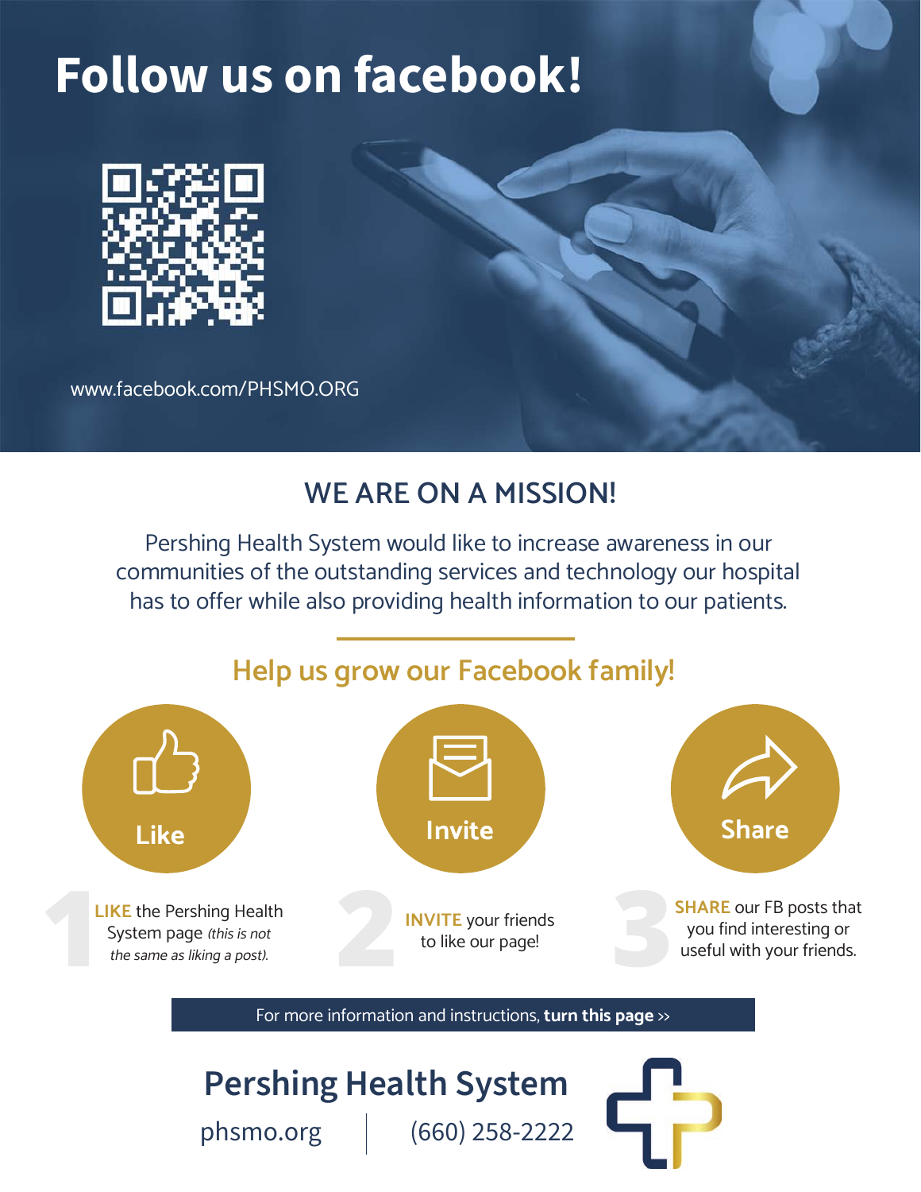# Follow us on facebook!

www.facebook.com/PHSMO.ORG

## WE ARE ON A MISSION!

Pershing Health System would like to increase awareness in our communities of the outstanding services and technology our hospital has to offer while also providing health information to our patients.

## Help us grow our Facebook family!

**Like** | **Invite** | **Share**

1. **LIKE** the Pershing Health System page *(this is not the same as liking a post).*
2. **INVITE** your friends to like our page!
3. **SHARE** our FB posts that you find interesting or useful with your friends.

For more information and instructions, **turn this page** ››

**Pershing Health System**

phsmo.org | (660) 258-2222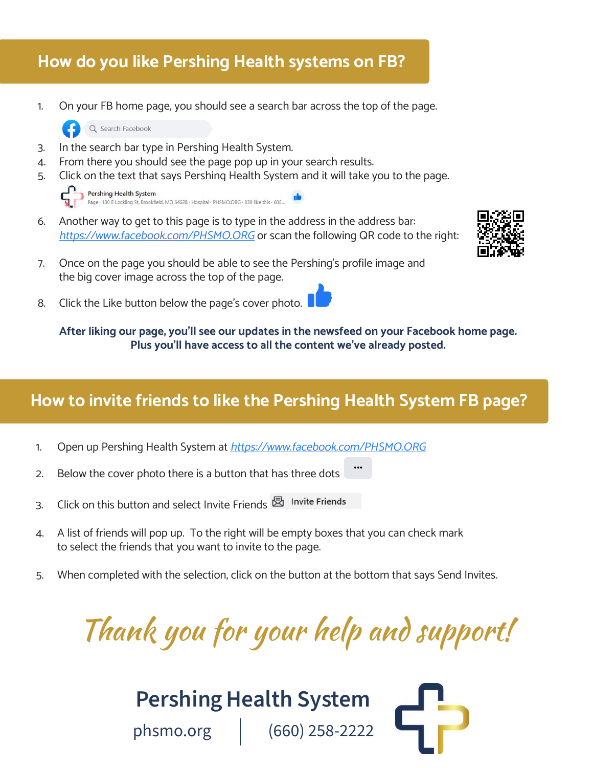## How do you like Pershing Health systems on FB?

1. On your FB home page, you should see a search bar across the top of the page.

Search Facebook

3. In the search bar type in Pershing Health System.
4. From there you should see the page pop up in your search results.
5. Click on the text that says Pershing Health System and it will take you to the page.

Pershing Health System
Page · 130 E Lockling St, Brookfield, MO 64628 · Hospital · PHSMO.ORG · 830 like this · 608...

6. Another way to get to this page is to type in the address in the address bar: [https://www.facebook.com/PHSMO.ORG](https://www.facebook.com/PHSMO.ORG) or scan the following QR code to the right:
7. Once on the page you should be able to see the Pershing's profile image and the big cover image across the top of the page.
8. Click the Like button below the page's cover photo.

**After liking our page, you'll see our updates in the newsfeed on your Facebook home page. Plus you'll have access to all the content we've already posted.**

## How to invite friends to like the Pershing Health System FB page?

1. Open up Pershing Health System at [https://www.facebook.com/PHSMO.ORG](https://www.facebook.com/PHSMO.ORG)
2. Below the cover photo there is a button that has three dots ···
3. Click on this button and select Invite Friends  Invite Friends
4. A list of friends will pop up. To the right will be empty boxes that you can check mark to select the friends that you want to invite to the page.
5. When completed with the selection, click on the button at the bottom that says Send Invites.

*Thank you for your help and support!*

**Pershing Health System**

phsmo.org | (660) 258-2222